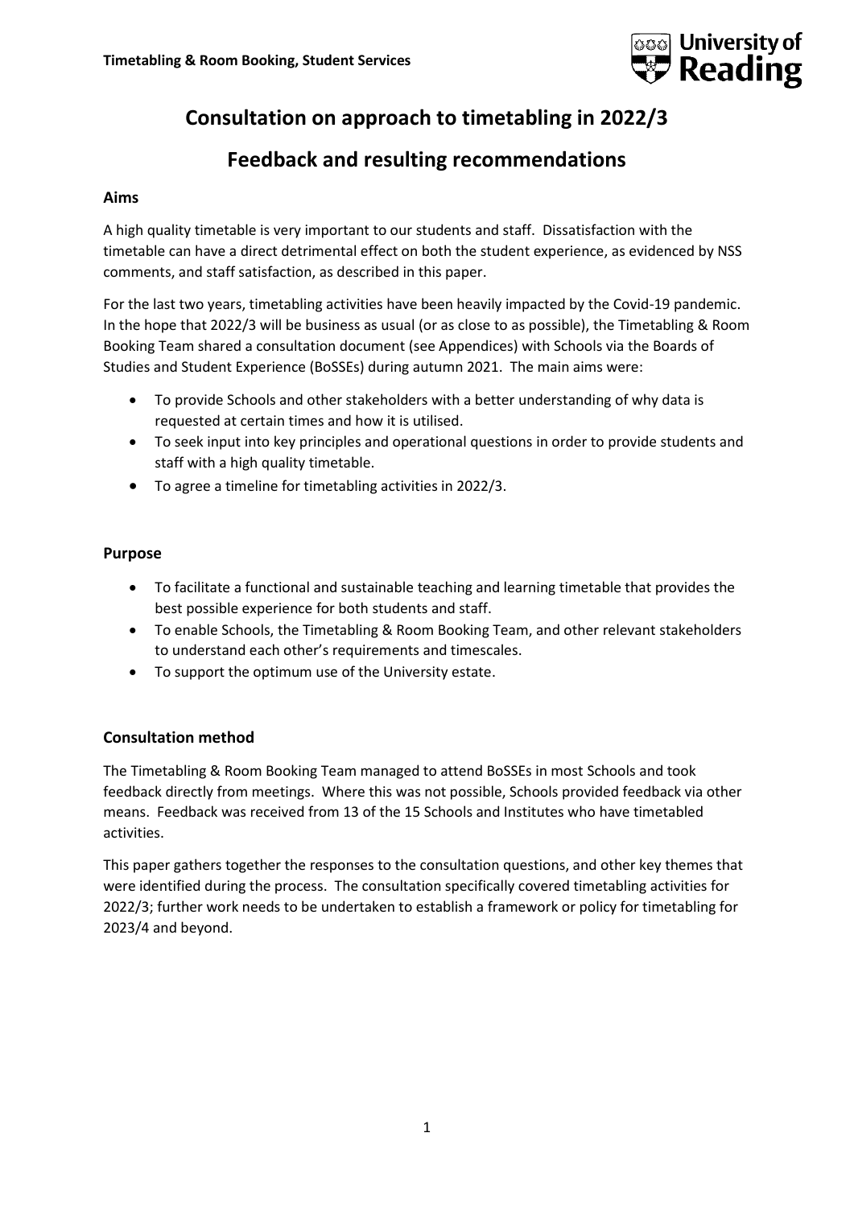**Timetabling & Room Booking, Student Services**

# Consultation on approach to timetabling in 2022/3

## Feedback and resulting recommendations

### Aims

A high quality timetable is very important to our students and staff. Dissatisfaction with the timetable can have a direct detrimental effect on both the student experience, as evidenced by NSS comments, and staff satisfaction, as described in this paper.

For the last two years, timetabling activities have been heavily impacted by the Covid-19 pandemic. In the hope that 2022/3 will be business as usual (or as close to as possible), the Timetabling & Room Booking Team shared a consultation document (see Appendices) with Schools via the Boards of Studies and Student Experience (BoSSEs) during autumn 2021. The main aims were:

- To provide Schools and other stakeholders with a better understanding of why data is requested at certain times and how it is utilised.
- To seek input into key principles and operational questions in order to provide students and staff with a high quality timetable.
- To agree a timeline for timetabling activities in 2022/3.

### Purpose

- To facilitate a functional and sustainable teaching and learning timetable that provides the best possible experience for both students and staff.
- To enable Schools, the Timetabling & Room Booking Team, and other relevant stakeholders to understand each other's requirements and timescales.
- To support the optimum use of the University estate.

### Consultation method

The Timetabling & Room Booking Team managed to attend BoSSEs in most Schools and took feedback directly from meetings. Where this was not possible, Schools provided feedback via other means. Feedback was received from 13 of the 15 Schools and Institutes who have timetabled activities.

This paper gathers together the responses to the consultation questions, and other key themes that were identified during the process. The consultation specifically covered timetabling activities for 2022/3; further work needs to be undertaken to establish a framework or policy for timetabling for 2023/4 and beyond.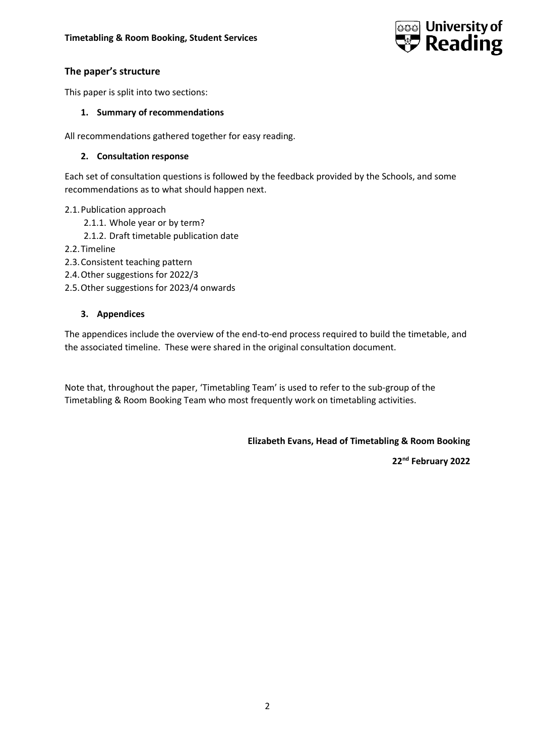## The paper's structure

This paper is split into two sections:

### 1. Summary of recommendations

All recommendations gathered together for easy reading.

### 2. Consultation response

Each set of consultation questions is followed by the feedback provided by the Schools, and some recommendations as to what should happen next.

- 2.1. Publication approach
  - 2.1.1. Whole year or by term?
  - 2.1.2. Draft timetable publication date
- 2.2. Timeline
- 2.3. Consistent teaching pattern
- 2.4. Other suggestions for 2022/3
- 2.5. Other suggestions for 2023/4 onwards

### 3. Appendices

The appendices include the overview of the end-to-end process required to build the timetable, and the associated timeline. These were shared in the original consultation document.

Note that, throughout the paper, 'Timetabling Team' is used to refer to the sub-group of the Timetabling & Room Booking Team who most frequently work on timetabling activities.

**Elizabeth Evans, Head of Timetabling & Room Booking**

**22nd February 2022**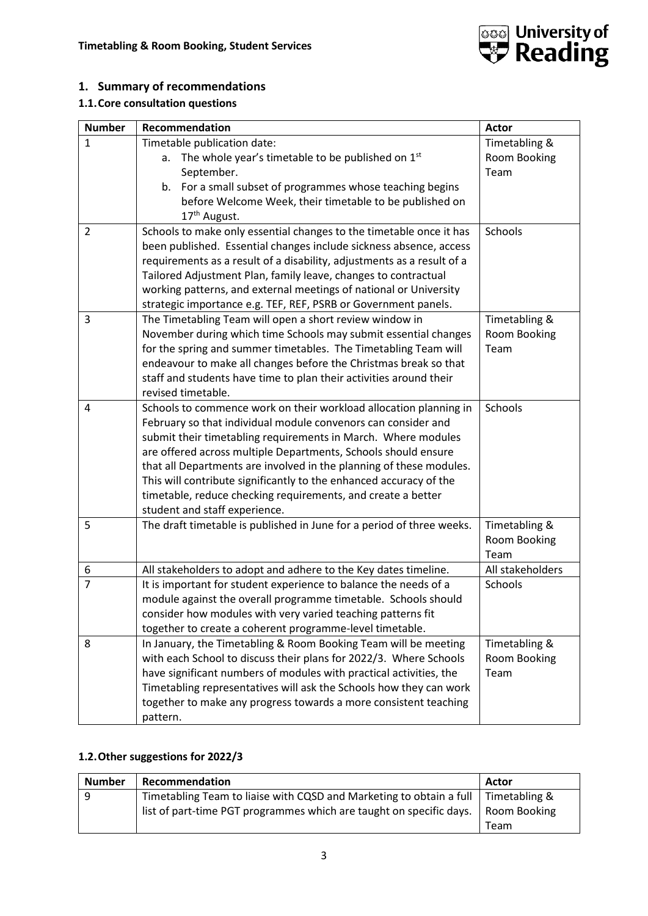## 1. Summary of recommendations

### 1.1. Core consultation questions

| Number | Recommendation | Actor |
|---|---|---|
| 1 | Timetable publication date:<br>a. The whole year's timetable to be published on 1st September.<br>b. For a small subset of programmes whose teaching begins before Welcome Week, their timetable to be published on 17th August. | Timetabling & Room Booking Team |
| 2 | Schools to make only essential changes to the timetable once it has been published. Essential changes include sickness absence, access requirements as a result of a disability, adjustments as a result of a Tailored Adjustment Plan, family leave, changes to contractual working patterns, and external meetings of national or University strategic importance e.g. TEF, REF, PSRB or Government panels. | Schools |
| 3 | The Timetabling Team will open a short review window in November during which time Schools may submit essential changes for the spring and summer timetables. The Timetabling Team will endeavour to make all changes before the Christmas break so that staff and students have time to plan their activities around their revised timetable. | Timetabling & Room Booking Team |
| 4 | Schools to commence work on their workload allocation planning in February so that individual module convenors can consider and submit their timetabling requirements in March. Where modules are offered across multiple Departments, Schools should ensure that all Departments are involved in the planning of these modules. This will contribute significantly to the enhanced accuracy of the timetable, reduce checking requirements, and create a better student and staff experience. | Schools |
| 5 | The draft timetable is published in June for a period of three weeks. | Timetabling & Room Booking Team |
| 6 | All stakeholders to adopt and adhere to the Key dates timeline. | All stakeholders |
| 7 | It is important for student experience to balance the needs of a module against the overall programme timetable. Schools should consider how modules with very varied teaching patterns fit together to create a coherent programme-level timetable. | Schools |
| 8 | In January, the Timetabling & Room Booking Team will be meeting with each School to discuss their plans for 2022/3. Where Schools have significant numbers of modules with practical activities, the Timetabling representatives will ask the Schools how they can work together to make any progress towards a more consistent teaching pattern. | Timetabling & Room Booking Team |

### 1.2. Other suggestions for 2022/3

| Number | Recommendation | Actor |
|---|---|---|
| 9 | Timetabling Team to liaise with CQSD and Marketing to obtain a full list of part-time PGT programmes which are taught on specific days. | Timetabling & Room Booking Team |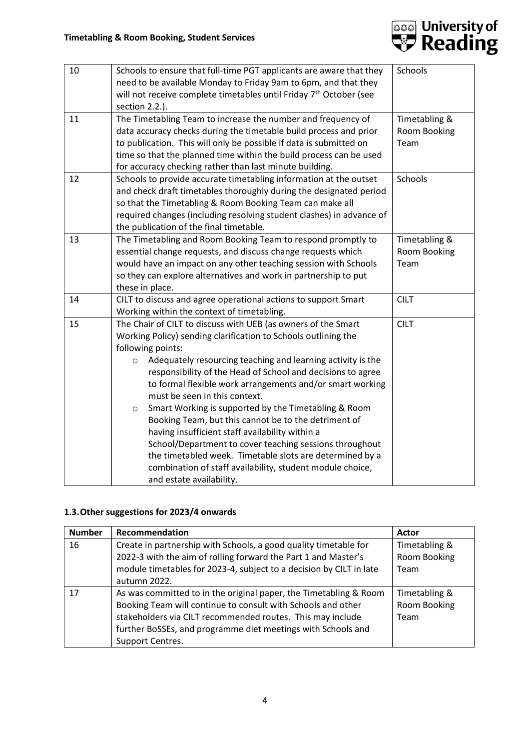| | | |
|---|---|---|
| 10 | Schools to ensure that full-time PGT applicants are aware that they need to be available Monday to Friday 9am to 6pm, and that they will not receive complete timetables until Friday 7th October (see section 2.2.). | Schools |
| 11 | The Timetabling Team to increase the number and frequency of data accuracy checks during the timetable build process and prior to publication. This will only be possible if data is submitted on time so that the planned time within the build process can be used for accuracy checking rather than last minute building. | Timetabling & Room Booking Team |
| 12 | Schools to provide accurate timetabling information at the outset and check draft timetables thoroughly during the designated period so that the Timetabling & Room Booking Team can make all required changes (including resolving student clashes) in advance of the publication of the final timetable. | Schools |
| 13 | The Timetabling and Room Booking Team to respond promptly to essential change requests, and discuss change requests which would have an impact on any other teaching session with Schools so they can explore alternatives and work in partnership to put these in place. | Timetabling & Room Booking Team |
| 14 | CILT to discuss and agree operational actions to support Smart Working within the context of timetabling. | CILT |
| 15 | The Chair of CILT to discuss with UEB (as owners of the Smart Working Policy) sending clarification to Schools outlining the following points:<br>o Adequately resourcing teaching and learning activity is the responsibility of the Head of School and decisions to agree to formal flexible work arrangements and/or smart working must be seen in this context.<br>o Smart Working is supported by the Timetabling & Room Booking Team, but this cannot be to the detriment of having insufficient staff availability within a School/Department to cover teaching sessions throughout the timetabled week. Timetable slots are determined by a combination of staff availability, student module choice, and estate availability. | CILT |

## 1.3. Other suggestions for 2023/4 onwards

| Number | Recommendation | Actor |
|---|---|---|
| 16 | Create in partnership with Schools, a good quality timetable for 2022-3 with the aim of rolling forward the Part 1 and Master's module timetables for 2023-4, subject to a decision by CILT in late autumn 2022. | Timetabling & Room Booking Team |
| 17 | As was committed to in the original paper, the Timetabling & Room Booking Team will continue to consult with Schools and other stakeholders via CILT recommended routes. This may include further BoSSEs, and programme diet meetings with Schools and Support Centres. | Timetabling & Room Booking Team |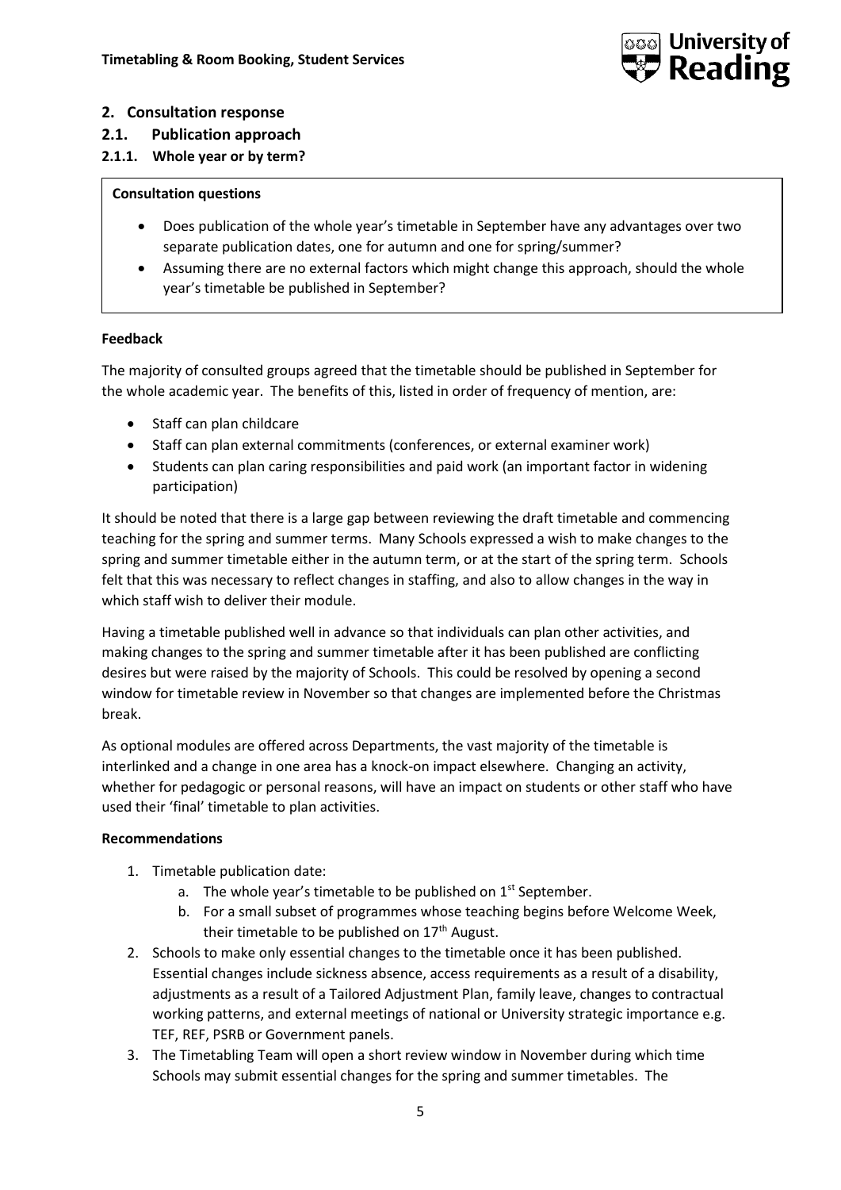## 2. Consultation response

### 2.1. Publication approach

#### 2.1.1. Whole year or by term?

**Consultation questions**

- Does publication of the whole year's timetable in September have any advantages over two separate publication dates, one for autumn and one for spring/summer?
- Assuming there are no external factors which might change this approach, should the whole year's timetable be published in September?

**Feedback**

The majority of consulted groups agreed that the timetable should be published in September for the whole academic year. The benefits of this, listed in order of frequency of mention, are:

- Staff can plan childcare
- Staff can plan external commitments (conferences, or external examiner work)
- Students can plan caring responsibilities and paid work (an important factor in widening participation)

It should be noted that there is a large gap between reviewing the draft timetable and commencing teaching for the spring and summer terms. Many Schools expressed a wish to make changes to the spring and summer timetable either in the autumn term, or at the start of the spring term. Schools felt that this was necessary to reflect changes in staffing, and also to allow changes in the way in which staff wish to deliver their module.

Having a timetable published well in advance so that individuals can plan other activities, and making changes to the spring and summer timetable after it has been published are conflicting desires but were raised by the majority of Schools. This could be resolved by opening a second window for timetable review in November so that changes are implemented before the Christmas break.

As optional modules are offered across Departments, the vast majority of the timetable is interlinked and a change in one area has a knock-on impact elsewhere. Changing an activity, whether for pedagogic or personal reasons, will have an impact on students or other staff who have used their 'final' timetable to plan activities.

**Recommendations**

1. Timetable publication date:
   a. The whole year's timetable to be published on 1st September.
   b. For a small subset of programmes whose teaching begins before Welcome Week, their timetable to be published on 17th August.
2. Schools to make only essential changes to the timetable once it has been published. Essential changes include sickness absence, access requirements as a result of a disability, adjustments as a result of a Tailored Adjustment Plan, family leave, changes to contractual working patterns, and external meetings of national or University strategic importance e.g. TEF, REF, PSRB or Government panels.
3. The Timetabling Team will open a short review window in November during which time Schools may submit essential changes for the spring and summer timetables. The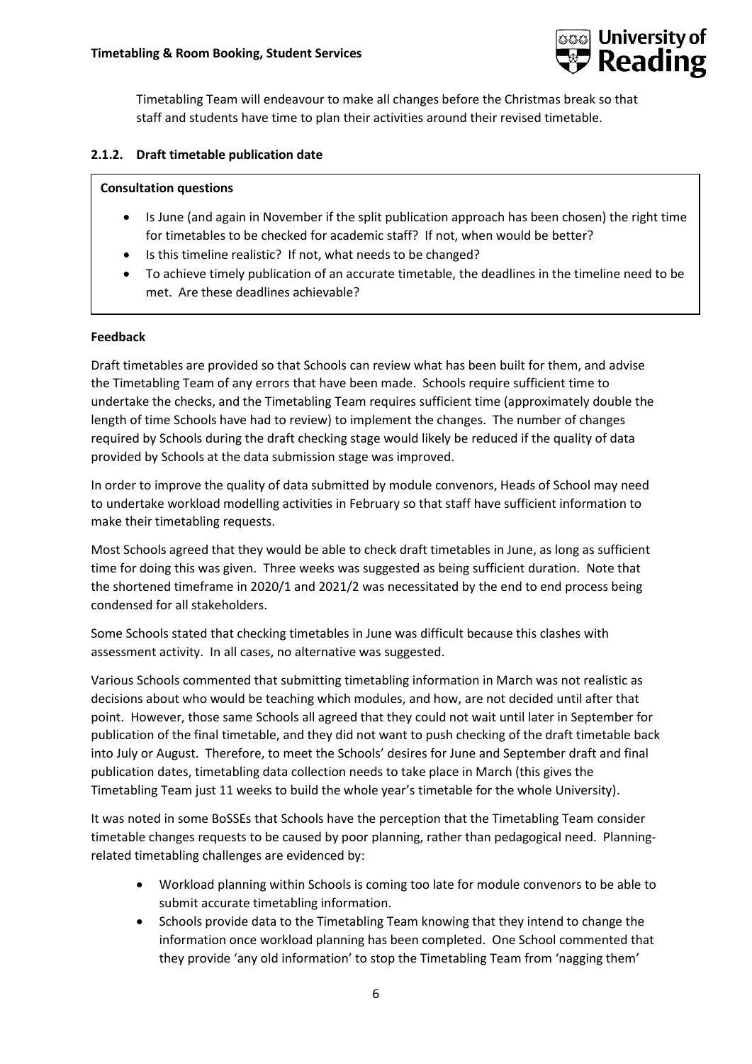Timetabling Team will endeavour to make all changes before the Christmas break so that staff and students have time to plan their activities around their revised timetable.

### 2.1.2. Draft timetable publication date

**Consultation questions**

- Is June (and again in November if the split publication approach has been chosen) the right time for timetables to be checked for academic staff? If not, when would be better?
- Is this timeline realistic? If not, what needs to be changed?
- To achieve timely publication of an accurate timetable, the deadlines in the timeline need to be met. Are these deadlines achievable?

**Feedback**

Draft timetables are provided so that Schools can review what has been built for them, and advise the Timetabling Team of any errors that have been made. Schools require sufficient time to undertake the checks, and the Timetabling Team requires sufficient time (approximately double the length of time Schools have had to review) to implement the changes. The number of changes required by Schools during the draft checking stage would likely be reduced if the quality of data provided by Schools at the data submission stage was improved.

In order to improve the quality of data submitted by module convenors, Heads of School may need to undertake workload modelling activities in February so that staff have sufficient information to make their timetabling requests.

Most Schools agreed that they would be able to check draft timetables in June, as long as sufficient time for doing this was given. Three weeks was suggested as being sufficient duration. Note that the shortened timeframe in 2020/1 and 2021/2 was necessitated by the end to end process being condensed for all stakeholders.

Some Schools stated that checking timetables in June was difficult because this clashes with assessment activity. In all cases, no alternative was suggested.

Various Schools commented that submitting timetabling information in March was not realistic as decisions about who would be teaching which modules, and how, are not decided until after that point. However, those same Schools all agreed that they could not wait until later in September for publication of the final timetable, and they did not want to push checking of the draft timetable back into July or August. Therefore, to meet the Schools' desires for June and September draft and final publication dates, timetabling data collection needs to take place in March (this gives the Timetabling Team just 11 weeks to build the whole year's timetable for the whole University).

It was noted in some BoSSEs that Schools have the perception that the Timetabling Team consider timetable changes requests to be caused by poor planning, rather than pedagogical need. Planning-related timetabling challenges are evidenced by:

- Workload planning within Schools is coming too late for module convenors to be able to submit accurate timetabling information.
- Schools provide data to the Timetabling Team knowing that they intend to change the information once workload planning has been completed. One School commented that they provide 'any old information' to stop the Timetabling Team from 'nagging them'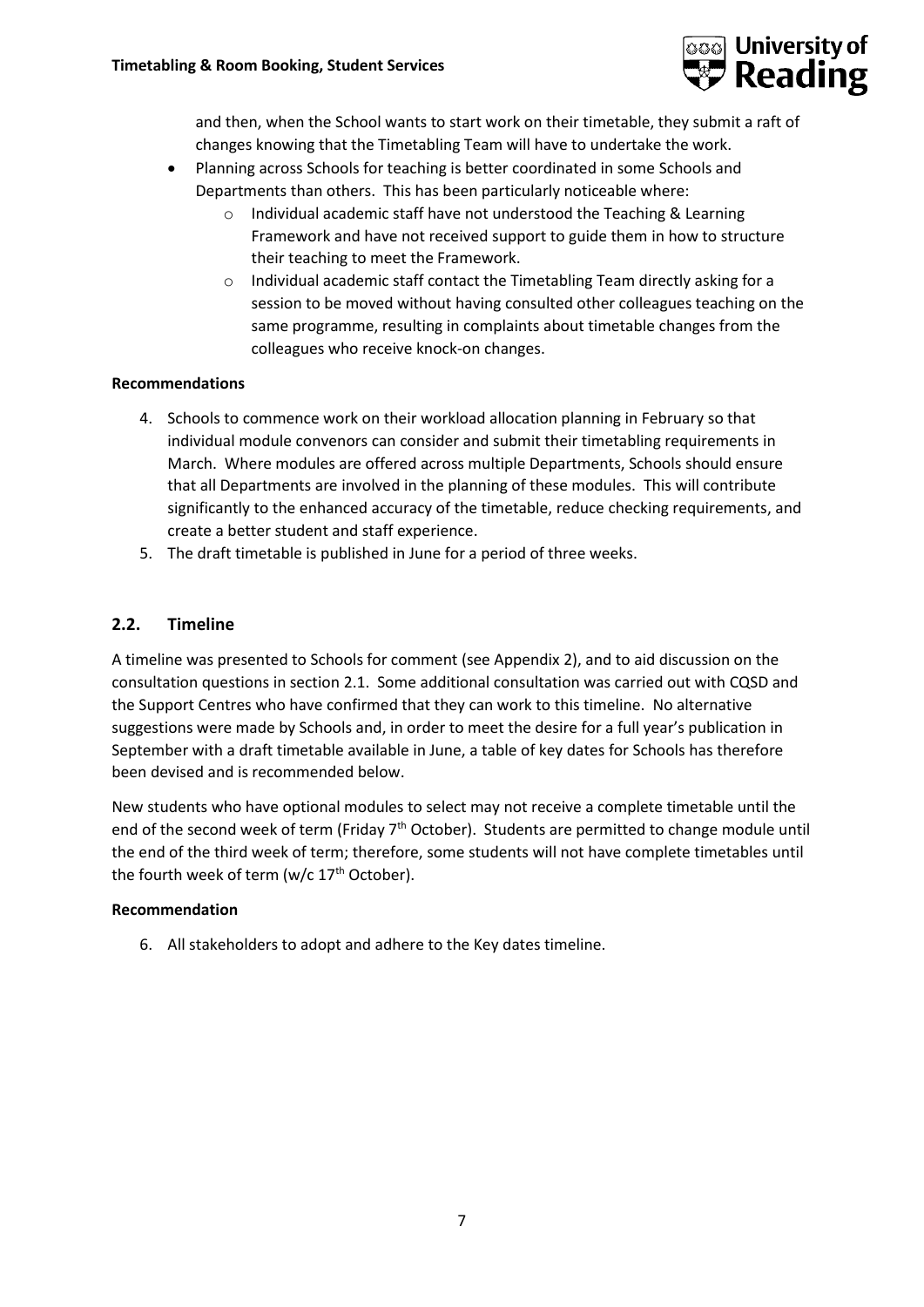and then, when the School wants to start work on their timetable, they submit a raft of changes knowing that the Timetabling Team will have to undertake the work.

- Planning across Schools for teaching is better coordinated in some Schools and Departments than others. This has been particularly noticeable where:
  - Individual academic staff have not understood the Teaching & Learning Framework and have not received support to guide them in how to structure their teaching to meet the Framework.
  - Individual academic staff contact the Timetabling Team directly asking for a session to be moved without having consulted other colleagues teaching on the same programme, resulting in complaints about timetable changes from the colleagues who receive knock-on changes.

**Recommendations**

4. Schools to commence work on their workload allocation planning in February so that individual module convenors can consider and submit their timetabling requirements in March. Where modules are offered across multiple Departments, Schools should ensure that all Departments are involved in the planning of these modules. This will contribute significantly to the enhanced accuracy of the timetable, reduce checking requirements, and create a better student and staff experience.
5. The draft timetable is published in June for a period of three weeks.

## 2.2. Timeline

A timeline was presented to Schools for comment (see Appendix 2), and to aid discussion on the consultation questions in section 2.1. Some additional consultation was carried out with CQSD and the Support Centres who have confirmed that they can work to this timeline. No alternative suggestions were made by Schools and, in order to meet the desire for a full year's publication in September with a draft timetable available in June, a table of key dates for Schools has therefore been devised and is recommended below.

New students who have optional modules to select may not receive a complete timetable until the end of the second week of term (Friday 7th October). Students are permitted to change module until the end of the third week of term; therefore, some students will not have complete timetables until the fourth week of term (w/c 17th October).

**Recommendation**

6. All stakeholders to adopt and adhere to the Key dates timeline.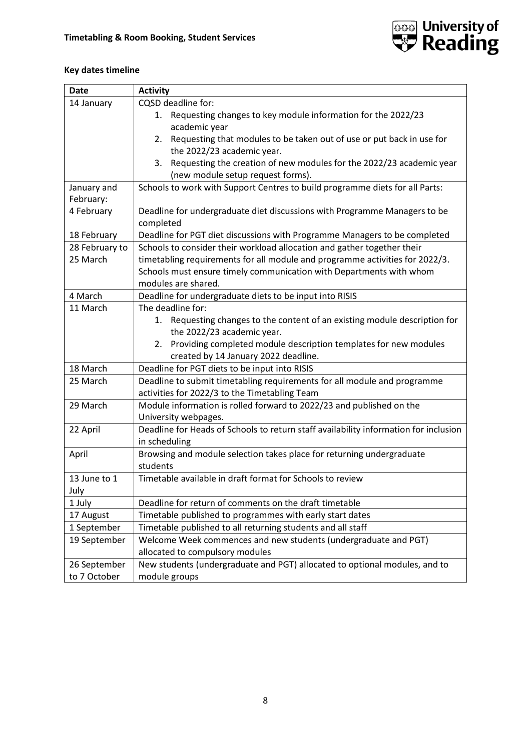**Key dates timeline**

| Date | Activity |
| --- | --- |
| 14 January | CQSD deadline for:<br>1. Requesting changes to key module information for the 2022/23 academic year<br>2. Requesting that modules to be taken out of use or put back in use for the 2022/23 academic year.<br>3. Requesting the creation of new modules for the 2022/23 academic year (new module setup request forms). |
| January and February: | Schools to work with Support Centres to build programme diets for all Parts: |
| 4 February | Deadline for undergraduate diet discussions with Programme Managers to be completed |
| 18 February | Deadline for PGT diet discussions with Programme Managers to be completed |
| 28 February to 25 March | Schools to consider their workload allocation and gather together their timetabling requirements for all module and programme activities for 2022/3. Schools must ensure timely communication with Departments with whom modules are shared. |
| 4 March | Deadline for undergraduate diets to be input into RISIS |
| 11 March | The deadline for:<br>1. Requesting changes to the content of an existing module description for the 2022/23 academic year.<br>2. Providing completed module description templates for new modules created by 14 January 2022 deadline. |
| 18 March | Deadline for PGT diets to be input into RISIS |
| 25 March | Deadline to submit timetabling requirements for all module and programme activities for 2022/3 to the Timetabling Team |
| 29 March | Module information is rolled forward to 2022/23 and published on the University webpages. |
| 22 April | Deadline for Heads of Schools to return staff availability information for inclusion in scheduling |
| April | Browsing and module selection takes place for returning undergraduate students |
| 13 June to 1 July | Timetable available in draft format for Schools to review |
| 1 July | Deadline for return of comments on the draft timetable |
| 17 August | Timetable published to programmes with early start dates |
| 1 September | Timetable published to all returning students and all staff |
| 19 September | Welcome Week commences and new students (undergraduate and PGT) allocated to compulsory modules |
| 26 September to 7 October | New students (undergraduate and PGT) allocated to optional modules, and to module groups |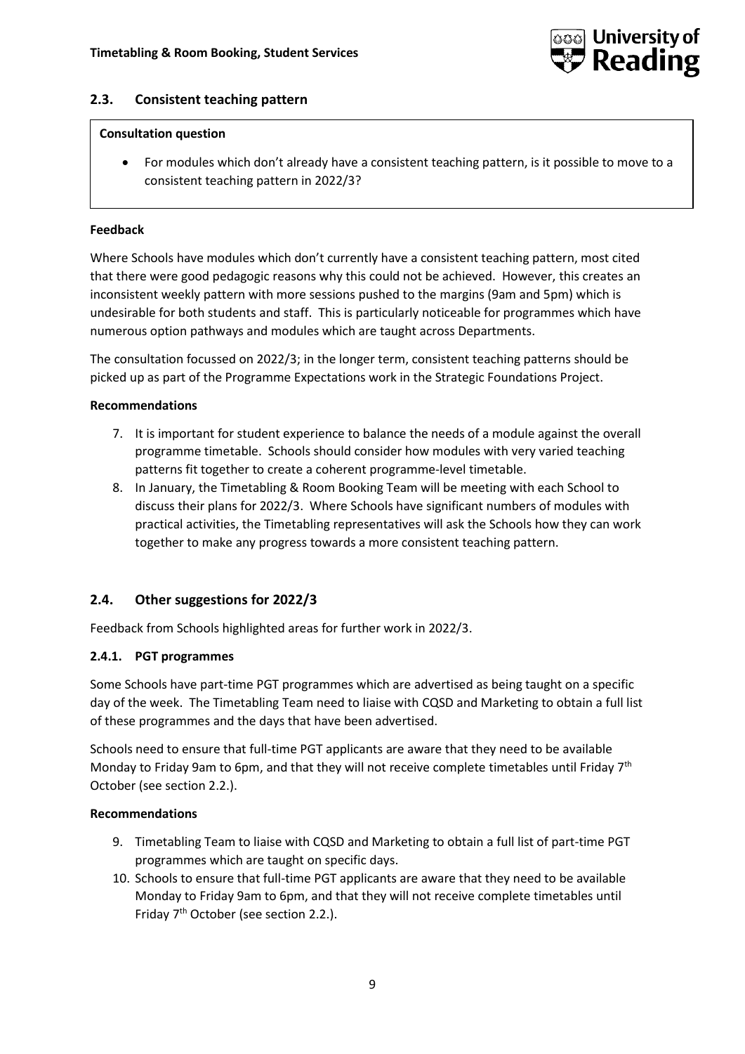## 2.3. Consistent teaching pattern

**Consultation question**

- For modules which don't already have a consistent teaching pattern, is it possible to move to a consistent teaching pattern in 2022/3?

**Feedback**

Where Schools have modules which don't currently have a consistent teaching pattern, most cited that there were good pedagogic reasons why this could not be achieved. However, this creates an inconsistent weekly pattern with more sessions pushed to the margins (9am and 5pm) which is undesirable for both students and staff. This is particularly noticeable for programmes which have numerous option pathways and modules which are taught across Departments.

The consultation focussed on 2022/3; in the longer term, consistent teaching patterns should be picked up as part of the Programme Expectations work in the Strategic Foundations Project.

**Recommendations**

7. It is important for student experience to balance the needs of a module against the overall programme timetable. Schools should consider how modules with very varied teaching patterns fit together to create a coherent programme-level timetable.
8. In January, the Timetabling & Room Booking Team will be meeting with each School to discuss their plans for 2022/3. Where Schools have significant numbers of modules with practical activities, the Timetabling representatives will ask the Schools how they can work together to make any progress towards a more consistent teaching pattern.

## 2.4. Other suggestions for 2022/3

Feedback from Schools highlighted areas for further work in 2022/3.

### 2.4.1. PGT programmes

Some Schools have part-time PGT programmes which are advertised as being taught on a specific day of the week. The Timetabling Team need to liaise with CQSD and Marketing to obtain a full list of these programmes and the days that have been advertised.

Schools need to ensure that full-time PGT applicants are aware that they need to be available Monday to Friday 9am to 6pm, and that they will not receive complete timetables until Friday 7th October (see section 2.2.).

**Recommendations**

9. Timetabling Team to liaise with CQSD and Marketing to obtain a full list of part-time PGT programmes which are taught on specific days.
10. Schools to ensure that full-time PGT applicants are aware that they need to be available Monday to Friday 9am to 6pm, and that they will not receive complete timetables until Friday 7th October (see section 2.2.).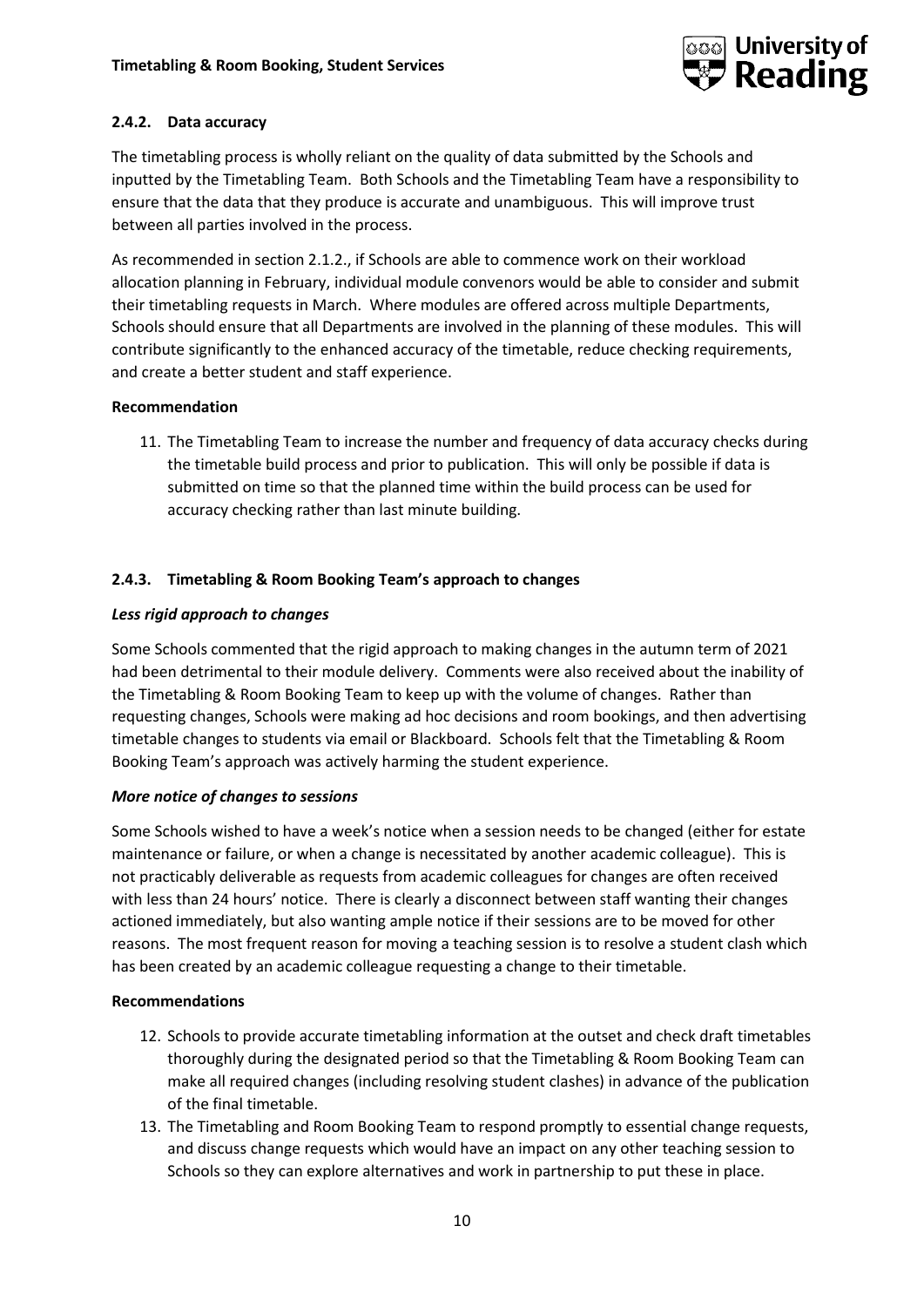### 2.4.2. Data accuracy

The timetabling process is wholly reliant on the quality of data submitted by the Schools and inputted by the Timetabling Team. Both Schools and the Timetabling Team have a responsibility to ensure that the data that they produce is accurate and unambiguous. This will improve trust between all parties involved in the process.

As recommended in section 2.1.2., if Schools are able to commence work on their workload allocation planning in February, individual module convenors would be able to consider and submit their timetabling requests in March. Where modules are offered across multiple Departments, Schools should ensure that all Departments are involved in the planning of these modules. This will contribute significantly to the enhanced accuracy of the timetable, reduce checking requirements, and create a better student and staff experience.

**Recommendation**

11. The Timetabling Team to increase the number and frequency of data accuracy checks during the timetable build process and prior to publication. This will only be possible if data is submitted on time so that the planned time within the build process can be used for accuracy checking rather than last minute building.

### 2.4.3. Timetabling & Room Booking Team's approach to changes

***Less rigid approach to changes***

Some Schools commented that the rigid approach to making changes in the autumn term of 2021 had been detrimental to their module delivery. Comments were also received about the inability of the Timetabling & Room Booking Team to keep up with the volume of changes. Rather than requesting changes, Schools were making ad hoc decisions and room bookings, and then advertising timetable changes to students via email or Blackboard. Schools felt that the Timetabling & Room Booking Team's approach was actively harming the student experience.

***More notice of changes to sessions***

Some Schools wished to have a week's notice when a session needs to be changed (either for estate maintenance or failure, or when a change is necessitated by another academic colleague). This is not practicably deliverable as requests from academic colleagues for changes are often received with less than 24 hours' notice. There is clearly a disconnect between staff wanting their changes actioned immediately, but also wanting ample notice if their sessions are to be moved for other reasons. The most frequent reason for moving a teaching session is to resolve a student clash which has been created by an academic colleague requesting a change to their timetable.

**Recommendations**

12. Schools to provide accurate timetabling information at the outset and check draft timetables thoroughly during the designated period so that the Timetabling & Room Booking Team can make all required changes (including resolving student clashes) in advance of the publication of the final timetable.
13. The Timetabling and Room Booking Team to respond promptly to essential change requests, and discuss change requests which would have an impact on any other teaching session to Schools so they can explore alternatives and work in partnership to put these in place.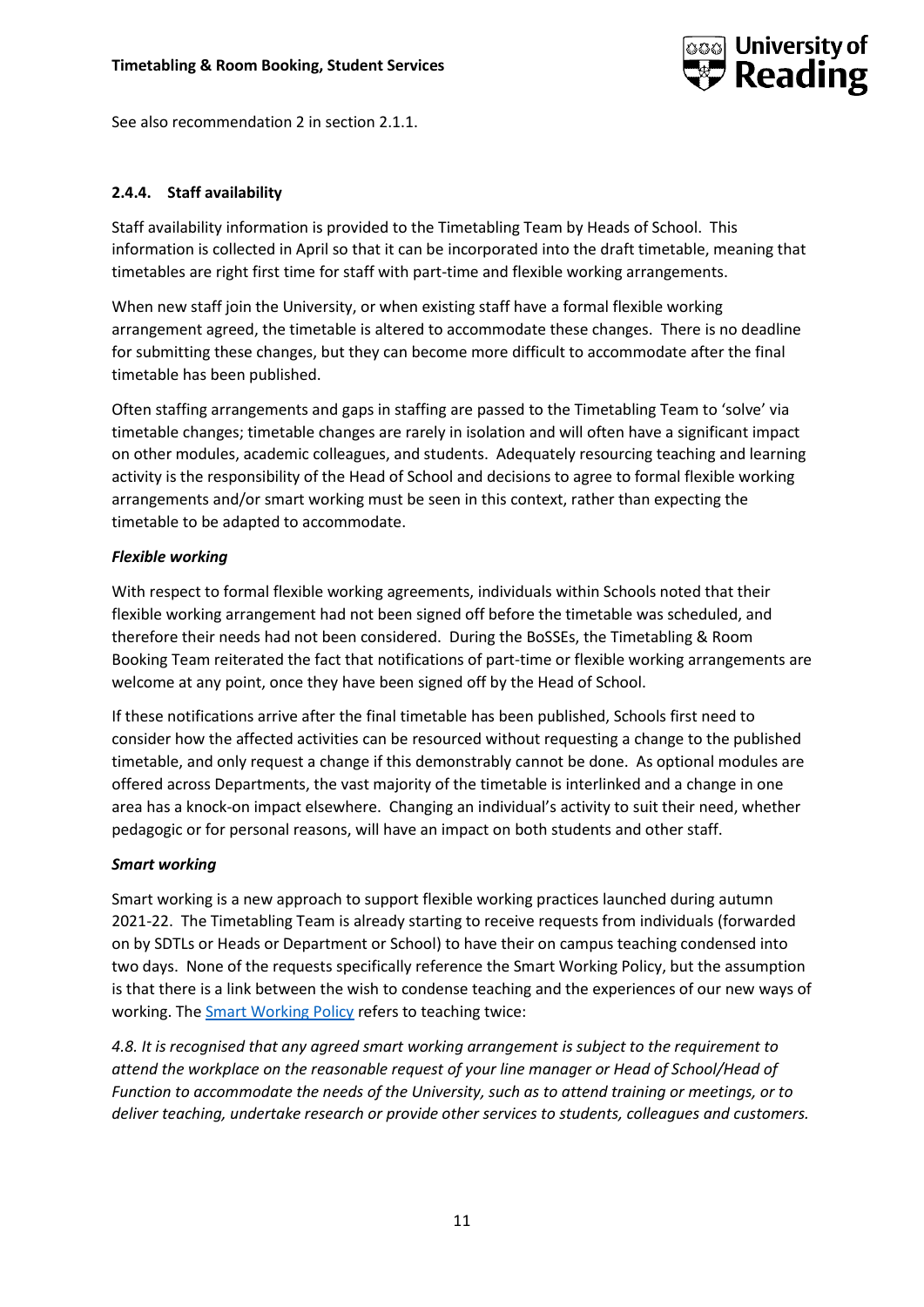See also recommendation 2 in section 2.1.1.

#### 2.4.4. Staff availability

Staff availability information is provided to the Timetabling Team by Heads of School. This information is collected in April so that it can be incorporated into the draft timetable, meaning that timetables are right first time for staff with part-time and flexible working arrangements.

When new staff join the University, or when existing staff have a formal flexible working arrangement agreed, the timetable is altered to accommodate these changes. There is no deadline for submitting these changes, but they can become more difficult to accommodate after the final timetable has been published.

Often staffing arrangements and gaps in staffing are passed to the Timetabling Team to 'solve' via timetable changes; timetable changes are rarely in isolation and will often have a significant impact on other modules, academic colleagues, and students. Adequately resourcing teaching and learning activity is the responsibility of the Head of School and decisions to agree to formal flexible working arrangements and/or smart working must be seen in this context, rather than expecting the timetable to be adapted to accommodate.

***Flexible working***

With respect to formal flexible working agreements, individuals within Schools noted that their flexible working arrangement had not been signed off before the timetable was scheduled, and therefore their needs had not been considered. During the BoSSEs, the Timetabling & Room Booking Team reiterated the fact that notifications of part-time or flexible working arrangements are welcome at any point, once they have been signed off by the Head of School.

If these notifications arrive after the final timetable has been published, Schools first need to consider how the affected activities can be resourced without requesting a change to the published timetable, and only request a change if this demonstrably cannot be done. As optional modules are offered across Departments, the vast majority of the timetable is interlinked and a change in one area has a knock-on impact elsewhere. Changing an individual's activity to suit their need, whether pedagogic or for personal reasons, will have an impact on both students and other staff.

***Smart working***

Smart working is a new approach to support flexible working practices launched during autumn 2021-22. The Timetabling Team is already starting to receive requests from individuals (forwarded on by SDTLs or Heads or Department or School) to have their on campus teaching condensed into two days. None of the requests specifically reference the Smart Working Policy, but the assumption is that there is a link between the wish to condense teaching and the experiences of our new ways of working. The Smart Working Policy refers to teaching twice:

*4.8. It is recognised that any agreed smart working arrangement is subject to the requirement to attend the workplace on the reasonable request of your line manager or Head of School/Head of Function to accommodate the needs of the University, such as to attend training or meetings, or to deliver teaching, undertake research or provide other services to students, colleagues and customers.*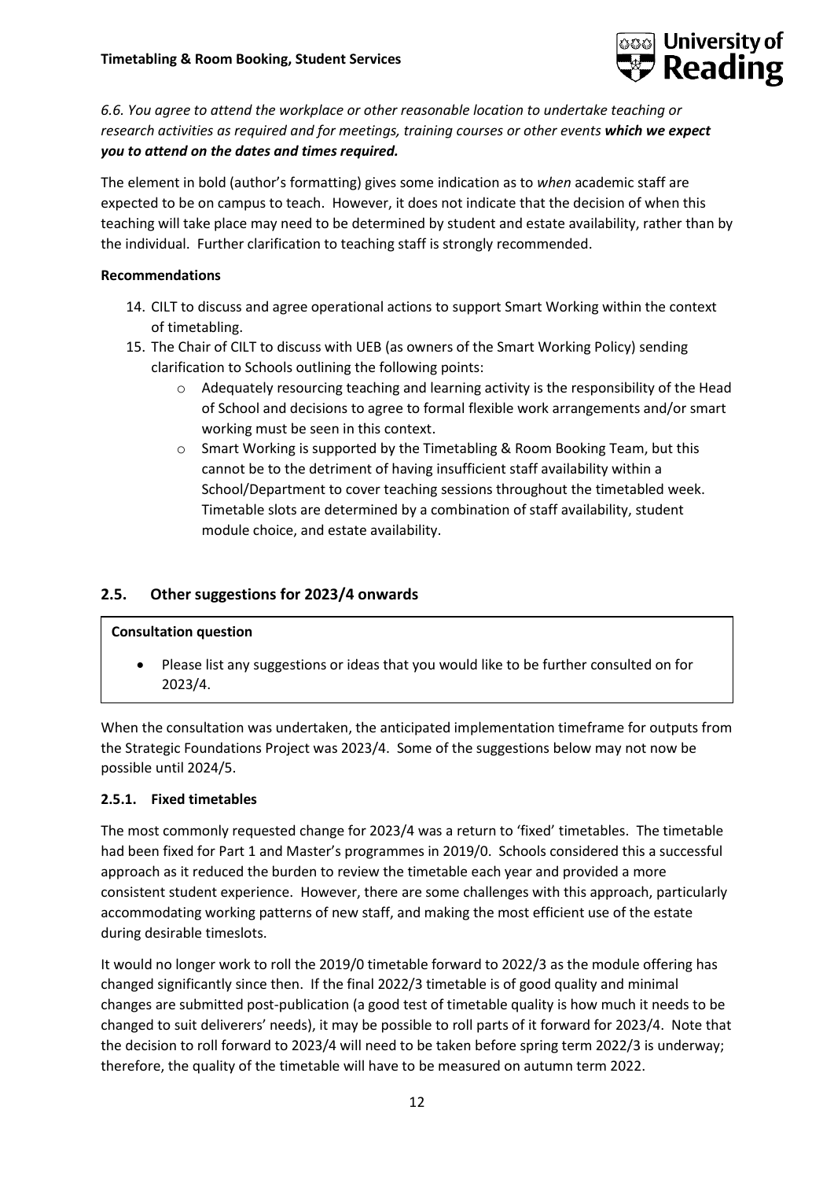*6.6. You agree to attend the workplace or other reasonable location to undertake teaching or research activities as required and for meetings, training courses or other events **which we expect you to attend on the dates and times required.***

The element in bold (author's formatting) gives some indication as to *when* academic staff are expected to be on campus to teach. However, it does not indicate that the decision of when this teaching will take place may need to be determined by student and estate availability, rather than by the individual. Further clarification to teaching staff is strongly recommended.

**Recommendations**

14. CILT to discuss and agree operational actions to support Smart Working within the context of timetabling.
15. The Chair of CILT to discuss with UEB (as owners of the Smart Working Policy) sending clarification to Schools outlining the following points:
    - Adequately resourcing teaching and learning activity is the responsibility of the Head of School and decisions to agree to formal flexible work arrangements and/or smart working must be seen in this context.
    - Smart Working is supported by the Timetabling & Room Booking Team, but this cannot be to the detriment of having insufficient staff availability within a School/Department to cover teaching sessions throughout the timetabled week. Timetable slots are determined by a combination of staff availability, student module choice, and estate availability.

## 2.5. Other suggestions for 2023/4 onwards

**Consultation question**

- Please list any suggestions or ideas that you would like to be further consulted on for 2023/4.

When the consultation was undertaken, the anticipated implementation timeframe for outputs from the Strategic Foundations Project was 2023/4. Some of the suggestions below may not now be possible until 2024/5.

### 2.5.1. Fixed timetables

The most commonly requested change for 2023/4 was a return to 'fixed' timetables. The timetable had been fixed for Part 1 and Master's programmes in 2019/0. Schools considered this a successful approach as it reduced the burden to review the timetable each year and provided a more consistent student experience. However, there are some challenges with this approach, particularly accommodating working patterns of new staff, and making the most efficient use of the estate during desirable timeslots.

It would no longer work to roll the 2019/0 timetable forward to 2022/3 as the module offering has changed significantly since then. If the final 2022/3 timetable is of good quality and minimal changes are submitted post-publication (a good test of timetable quality is how much it needs to be changed to suit deliverers' needs), it may be possible to roll parts of it forward for 2023/4. Note that the decision to roll forward to 2023/4 will need to be taken before spring term 2022/3 is underway; therefore, the quality of the timetable will have to be measured on autumn term 2022.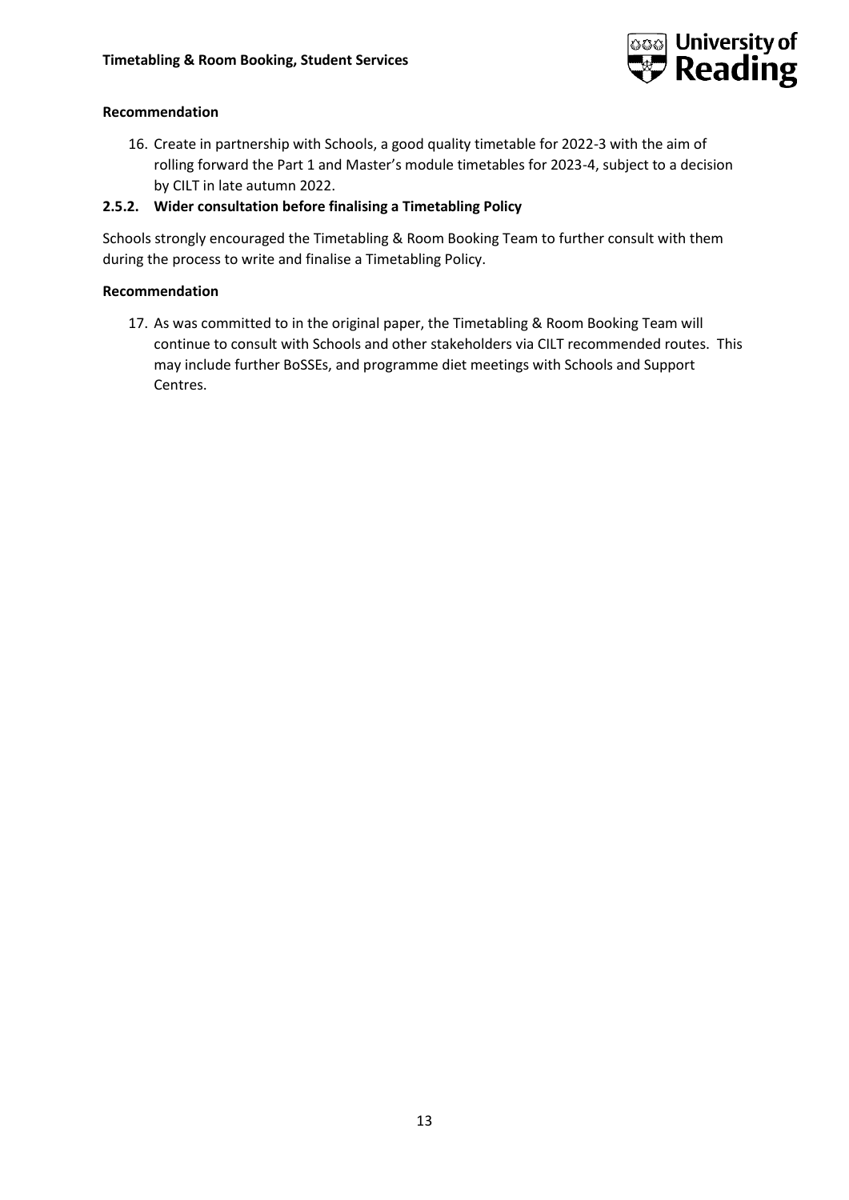**Recommendation**

16. Create in partnership with Schools, a good quality timetable for 2022-3 with the aim of rolling forward the Part 1 and Master's module timetables for 2023-4, subject to a decision by CILT in late autumn 2022.

### 2.5.2. Wider consultation before finalising a Timetabling Policy

Schools strongly encouraged the Timetabling & Room Booking Team to further consult with them during the process to write and finalise a Timetabling Policy.

**Recommendation**

17. As was committed to in the original paper, the Timetabling & Room Booking Team will continue to consult with Schools and other stakeholders via CILT recommended routes. This may include further BoSSEs, and programme diet meetings with Schools and Support Centres.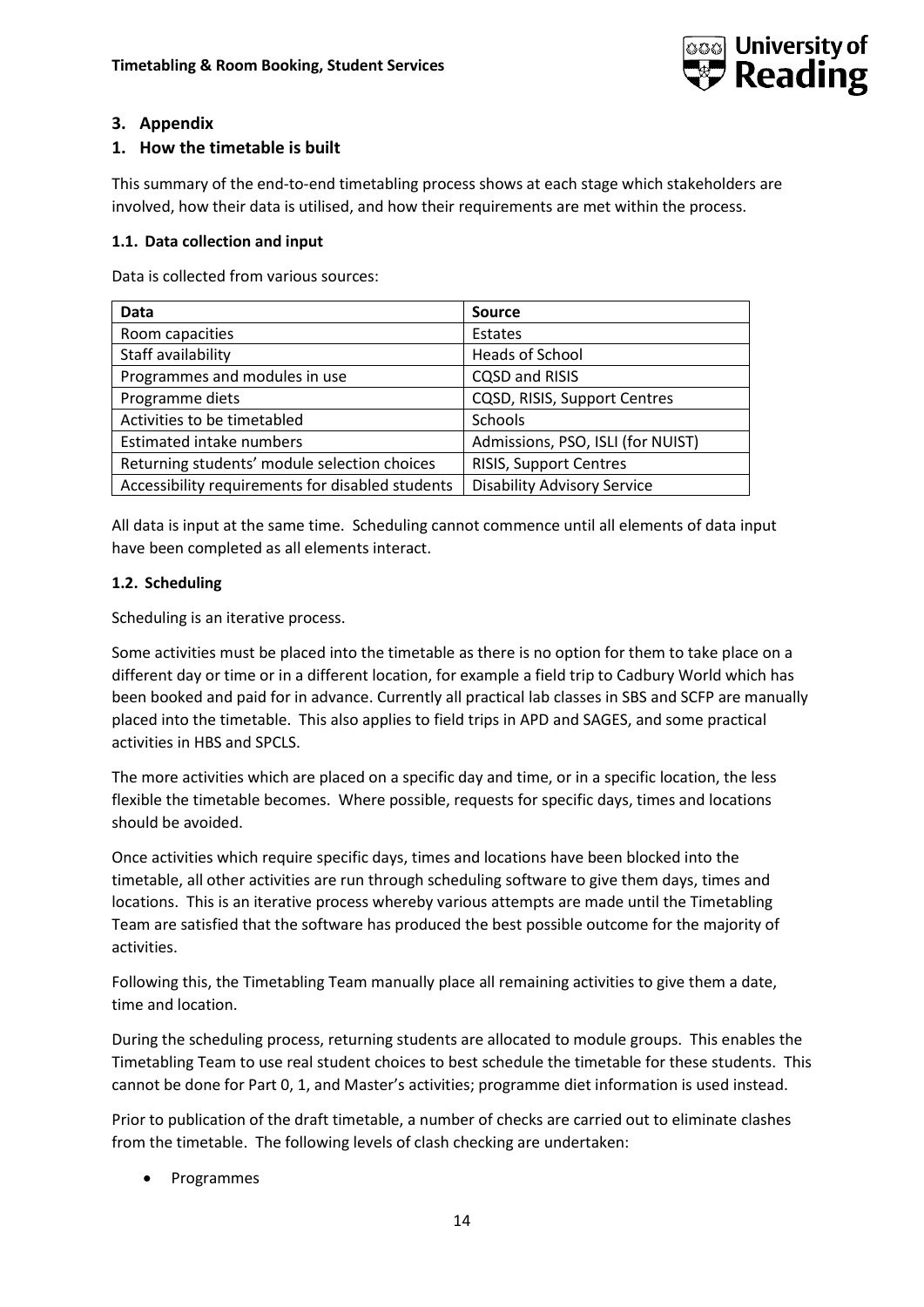## 3. Appendix

## 1. How the timetable is built

This summary of the end-to-end timetabling process shows at each stage which stakeholders are involved, how their data is utilised, and how their requirements are met within the process.

### 1.1. Data collection and input

Data is collected from various sources:

| Data | Source |
|---|---|
| Room capacities | Estates |
| Staff availability | Heads of School |
| Programmes and modules in use | CQSD and RISIS |
| Programme diets | CQSD, RISIS, Support Centres |
| Activities to be timetabled | Schools |
| Estimated intake numbers | Admissions, PSO, ISLI (for NUIST) |
| Returning students' module selection choices | RISIS, Support Centres |
| Accessibility requirements for disabled students | Disability Advisory Service |

All data is input at the same time. Scheduling cannot commence until all elements of data input have been completed as all elements interact.

### 1.2. Scheduling

Scheduling is an iterative process.

Some activities must be placed into the timetable as there is no option for them to take place on a different day or time or in a different location, for example a field trip to Cadbury World which has been booked and paid for in advance. Currently all practical lab classes in SBS and SCFP are manually placed into the timetable. This also applies to field trips in APD and SAGES, and some practical activities in HBS and SPCLS.

The more activities which are placed on a specific day and time, or in a specific location, the less flexible the timetable becomes. Where possible, requests for specific days, times and locations should be avoided.

Once activities which require specific days, times and locations have been blocked into the timetable, all other activities are run through scheduling software to give them days, times and locations. This is an iterative process whereby various attempts are made until the Timetabling Team are satisfied that the software has produced the best possible outcome for the majority of activities.

Following this, the Timetabling Team manually place all remaining activities to give them a date, time and location.

During the scheduling process, returning students are allocated to module groups. This enables the Timetabling Team to use real student choices to best schedule the timetable for these students. This cannot be done for Part 0, 1, and Master's activities; programme diet information is used instead.

Prior to publication of the draft timetable, a number of checks are carried out to eliminate clashes from the timetable. The following levels of clash checking are undertaken:

- Programmes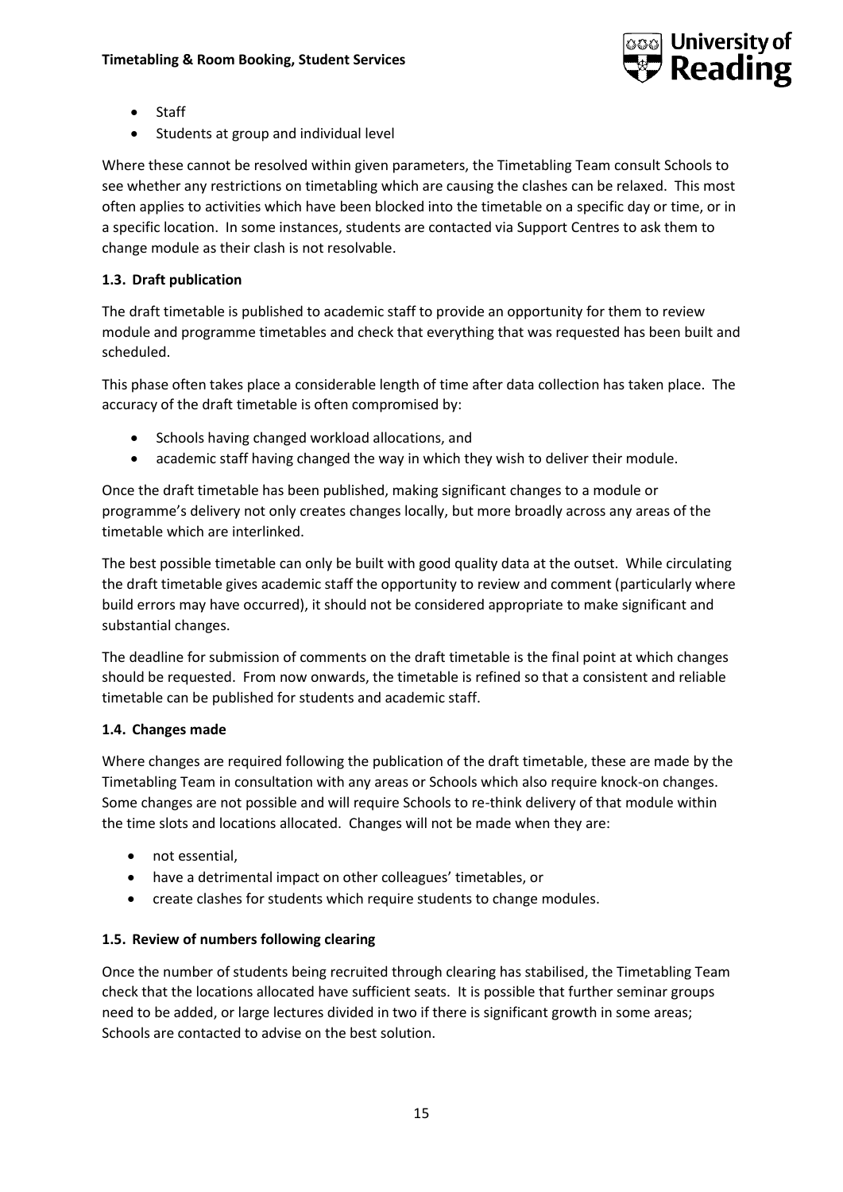- Staff
- Students at group and individual level

Where these cannot be resolved within given parameters, the Timetabling Team consult Schools to see whether any restrictions on timetabling which are causing the clashes can be relaxed. This most often applies to activities which have been blocked into the timetable on a specific day or time, or in a specific location. In some instances, students are contacted via Support Centres to ask them to change module as their clash is not resolvable.

### 1.3. Draft publication

The draft timetable is published to academic staff to provide an opportunity for them to review module and programme timetables and check that everything that was requested has been built and scheduled.

This phase often takes place a considerable length of time after data collection has taken place. The accuracy of the draft timetable is often compromised by:

- Schools having changed workload allocations, and
- academic staff having changed the way in which they wish to deliver their module.

Once the draft timetable has been published, making significant changes to a module or programme's delivery not only creates changes locally, but more broadly across any areas of the timetable which are interlinked.

The best possible timetable can only be built with good quality data at the outset. While circulating the draft timetable gives academic staff the opportunity to review and comment (particularly where build errors may have occurred), it should not be considered appropriate to make significant and substantial changes.

The deadline for submission of comments on the draft timetable is the final point at which changes should be requested. From now onwards, the timetable is refined so that a consistent and reliable timetable can be published for students and academic staff.

### 1.4. Changes made

Where changes are required following the publication of the draft timetable, these are made by the Timetabling Team in consultation with any areas or Schools which also require knock-on changes. Some changes are not possible and will require Schools to re-think delivery of that module within the time slots and locations allocated. Changes will not be made when they are:

- not essential,
- have a detrimental impact on other colleagues' timetables, or
- create clashes for students which require students to change modules.

### 1.5. Review of numbers following clearing

Once the number of students being recruited through clearing has stabilised, the Timetabling Team check that the locations allocated have sufficient seats. It is possible that further seminar groups need to be added, or large lectures divided in two if there is significant growth in some areas; Schools are contacted to advise on the best solution.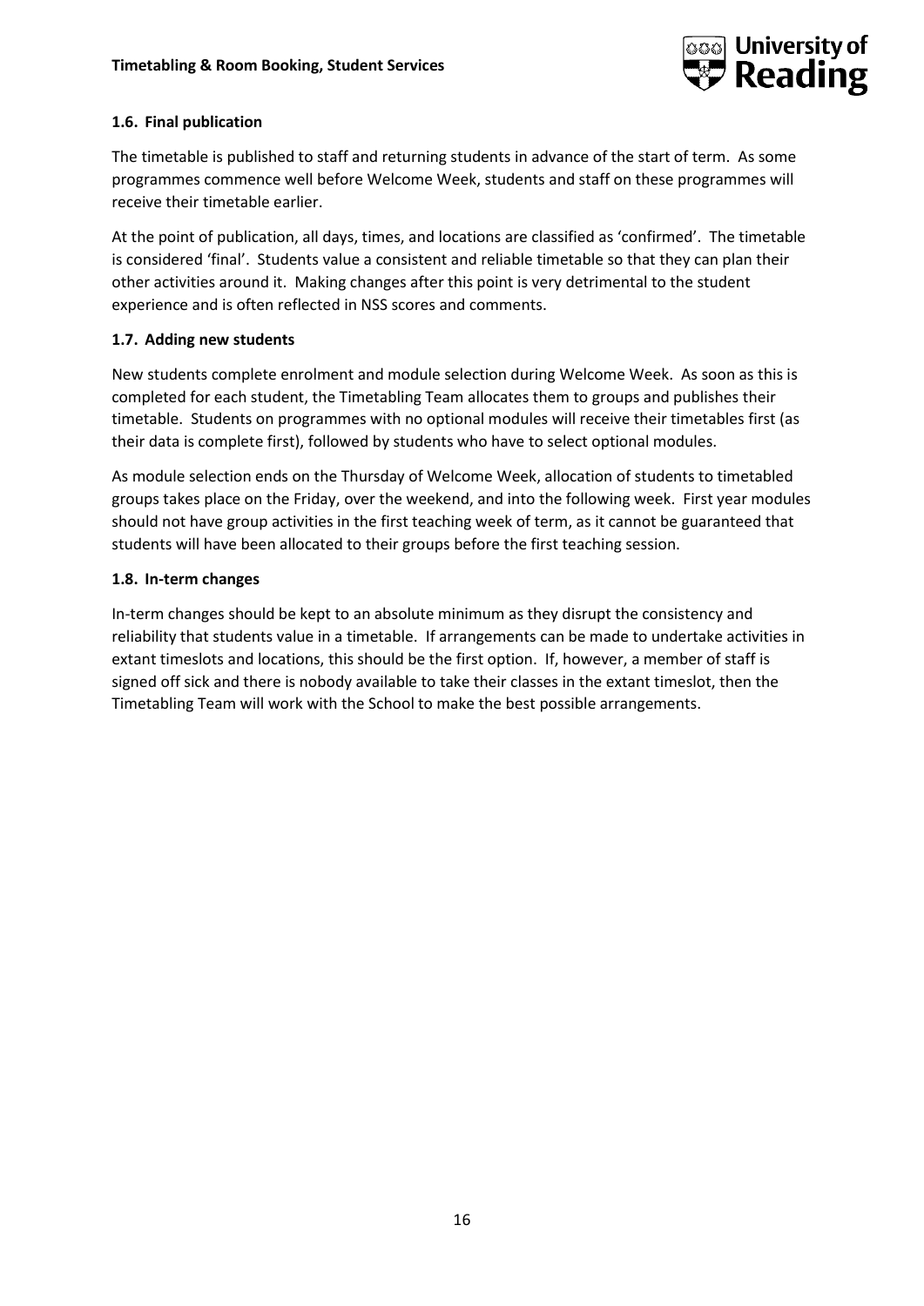### 1.6. Final publication

The timetable is published to staff and returning students in advance of the start of term. As some programmes commence well before Welcome Week, students and staff on these programmes will receive their timetable earlier.

At the point of publication, all days, times, and locations are classified as 'confirmed'. The timetable is considered 'final'. Students value a consistent and reliable timetable so that they can plan their other activities around it. Making changes after this point is very detrimental to the student experience and is often reflected in NSS scores and comments.

### 1.7. Adding new students

New students complete enrolment and module selection during Welcome Week. As soon as this is completed for each student, the Timetabling Team allocates them to groups and publishes their timetable. Students on programmes with no optional modules will receive their timetables first (as their data is complete first), followed by students who have to select optional modules.

As module selection ends on the Thursday of Welcome Week, allocation of students to timetabled groups takes place on the Friday, over the weekend, and into the following week. First year modules should not have group activities in the first teaching week of term, as it cannot be guaranteed that students will have been allocated to their groups before the first teaching session.

### 1.8. In-term changes

In-term changes should be kept to an absolute minimum as they disrupt the consistency and reliability that students value in a timetable. If arrangements can be made to undertake activities in extant timeslots and locations, this should be the first option. If, however, a member of staff is signed off sick and there is nobody available to take their classes in the extant timeslot, then the Timetabling Team will work with the School to make the best possible arrangements.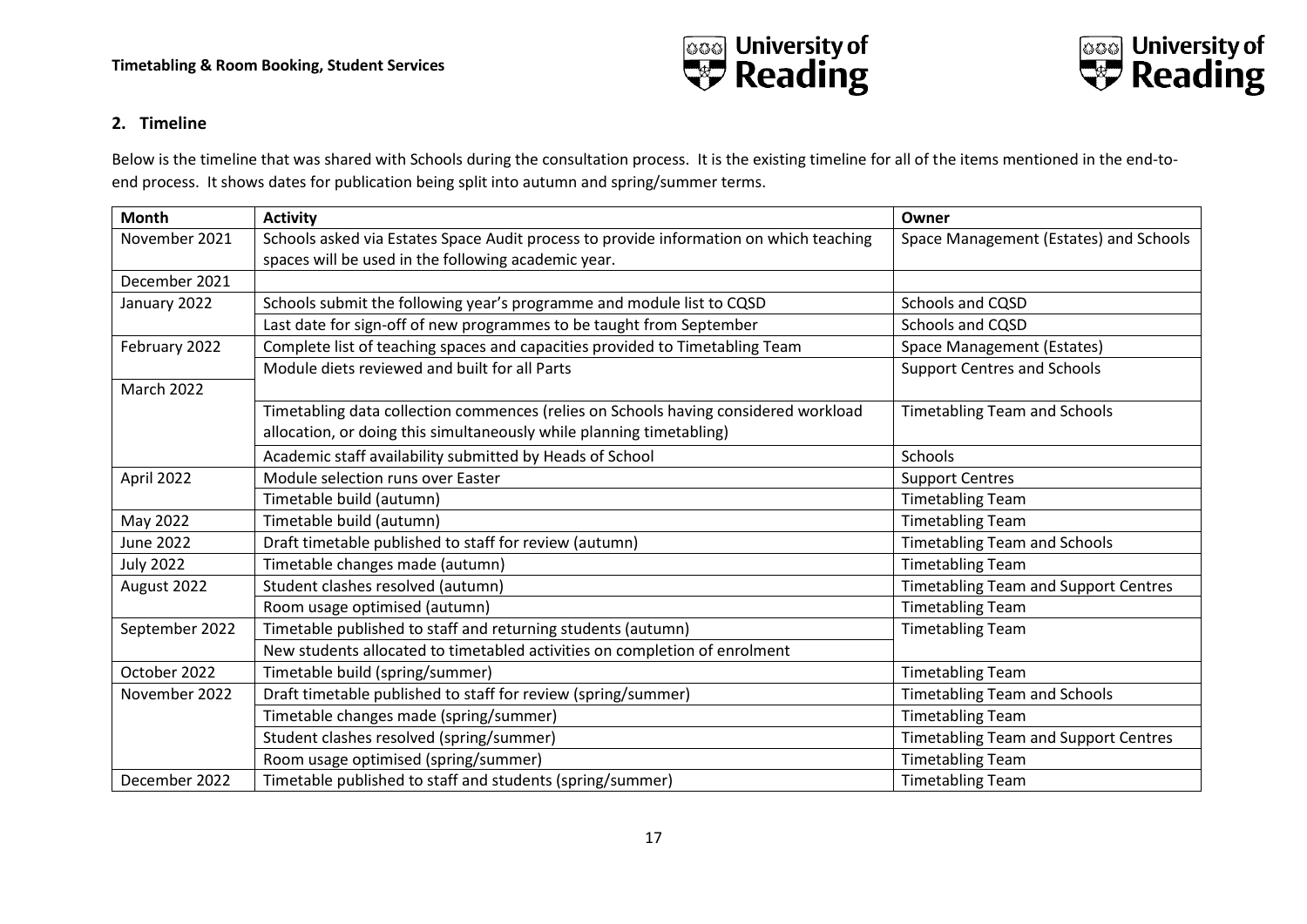## 2. Timeline

Below is the timeline that was shared with Schools during the consultation process. It is the existing timeline for all of the items mentioned in the end-to-end process. It shows dates for publication being split into autumn and spring/summer terms.

| Month | Activity | Owner |
|---|---|---|
| November 2021 | Schools asked via Estates Space Audit process to provide information on which teaching spaces will be used in the following academic year. | Space Management (Estates) and Schools |
| December 2021 | | |
| January 2022 | Schools submit the following year's programme and module list to CQSD | Schools and CQSD |
| | Last date for sign-off of new programmes to be taught from September | Schools and CQSD |
| February 2022 | Complete list of teaching spaces and capacities provided to Timetabling Team | Space Management (Estates) |
| | Module diets reviewed and built for all Parts | Support Centres and Schools |
| March 2022 | | |
| | Timetabling data collection commences (relies on Schools having considered workload allocation, or doing this simultaneously while planning timetabling) | Timetabling Team and Schools |
| | Academic staff availability submitted by Heads of School | Schools |
| April 2022 | Module selection runs over Easter | Support Centres |
| | Timetable build (autumn) | Timetabling Team |
| May 2022 | Timetable build (autumn) | Timetabling Team |
| June 2022 | Draft timetable published to staff for review (autumn) | Timetabling Team and Schools |
| July 2022 | Timetable changes made (autumn) | Timetabling Team |
| August 2022 | Student clashes resolved (autumn) | Timetabling Team and Support Centres |
| | Room usage optimised (autumn) | Timetabling Team |
| September 2022 | Timetable published to staff and returning students (autumn) | Timetabling Team |
| | New students allocated to timetabled activities on completion of enrolment | |
| October 2022 | Timetable build (spring/summer) | Timetabling Team |
| November 2022 | Draft timetable published to staff for review (spring/summer) | Timetabling Team and Schools |
| | Timetable changes made (spring/summer) | Timetabling Team |
| | Student clashes resolved (spring/summer) | Timetabling Team and Support Centres |
| | Room usage optimised (spring/summer) | Timetabling Team |
| December 2022 | Timetable published to staff and students (spring/summer) | Timetabling Team |